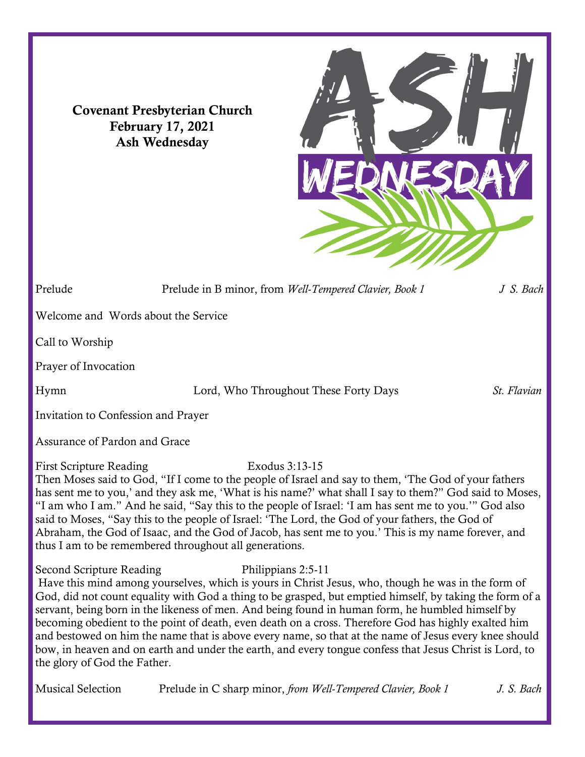**Covenant Presbyterian Church**
**February 17, 2021**
**Ash Wednesday**

ASH WEDNESDAY

Prelude Prelude in B minor, from *Well-Tempered Clavier, Book 1* *J S. Bach*

Welcome and Words about the Service

Call to Worship

Prayer of Invocation

Hymn Lord, Who Throughout These Forty Days *St. Flavian*

Invitation to Confession and Prayer

Assurance of Pardon and Grace

First Scripture Reading Exodus 3:13-15

Then Moses said to God, "If I come to the people of Israel and say to them, 'The God of your fathers has sent me to you,' and they ask me, 'What is his name?' what shall I say to them?" God said to Moses, "I am who I am." And he said, "Say this to the people of Israel: 'I am has sent me to you.'" God also said to Moses, "Say this to the people of Israel: 'The Lord, the God of your fathers, the God of Abraham, the God of Isaac, and the God of Jacob, has sent me to you.' This is my name forever, and thus I am to be remembered throughout all generations.

Second Scripture Reading Philippians 2:5-11

Have this mind among yourselves, which is yours in Christ Jesus, who, though he was in the form of God, did not count equality with God a thing to be grasped, but emptied himself, by taking the form of a servant, being born in the likeness of men. And being found in human form, he humbled himself by becoming obedient to the point of death, even death on a cross. Therefore God has highly exalted him and bestowed on him the name that is above every name, so that at the name of Jesus every knee should bow, in heaven and on earth and under the earth, and every tongue confess that Jesus Christ is Lord, to the glory of God the Father.

Musical Selection Prelude in C sharp minor, *from Well-Tempered Clavier, Book 1* *J. S. Bach*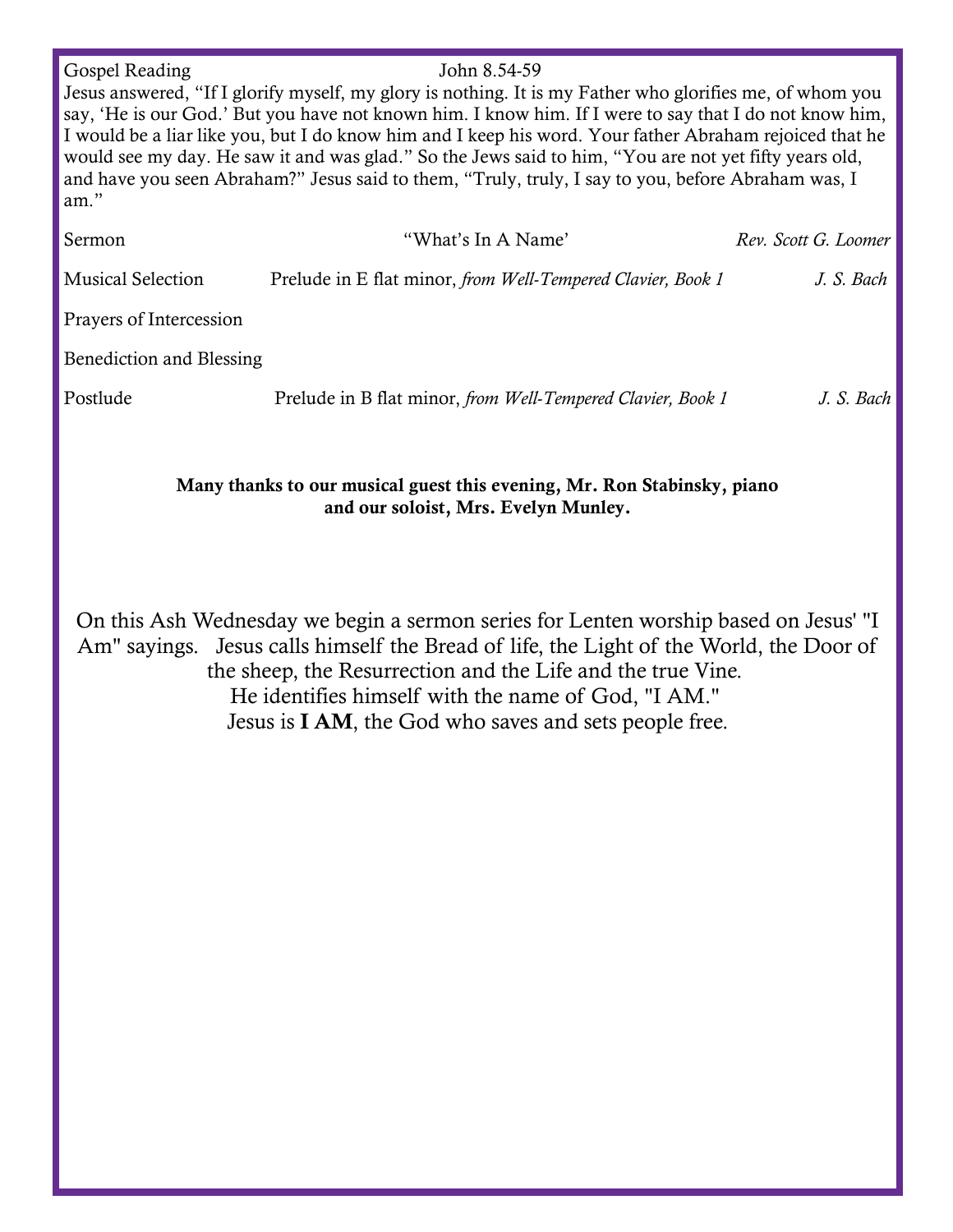Gospel Reading John 8.54-59

Jesus answered, “If I glorify myself, my glory is nothing. It is my Father who glorifies me, of whom you say, ‘He is our God.’ But you have not known him. I know him. If I were to say that I do not know him, I would be a liar like you, but I do know him and I keep his word. Your father Abraham rejoiced that he would see my day. He saw it and was glad.” So the Jews said to him, “You are not yet fifty years old, and have you seen Abraham?” Jesus said to them, “Truly, truly, I say to you, before Abraham was, I am.”

Sermon “What’s In A Name’ *Rev. Scott G. Loomer*

Musical Selection Prelude in E flat minor, *from Well-Tempered Clavier, Book 1* *J. S. Bach*

Prayers of Intercession

Benediction and Blessing

Postlude Prelude in B flat minor, *from Well-Tempered Clavier, Book 1* *J. S. Bach*

**Many thanks to our musical guest this evening, Mr. Ron Stabinsky, piano and our soloist, Mrs. Evelyn Munley.**

On this Ash Wednesday we begin a sermon series for Lenten worship based on Jesus' "I Am" sayings. Jesus calls himself the Bread of life, the Light of the World, the Door of the sheep, the Resurrection and the Life and the true Vine.
He identifies himself with the name of God, "I AM."
Jesus is **I AM**, the God who saves and sets people free.